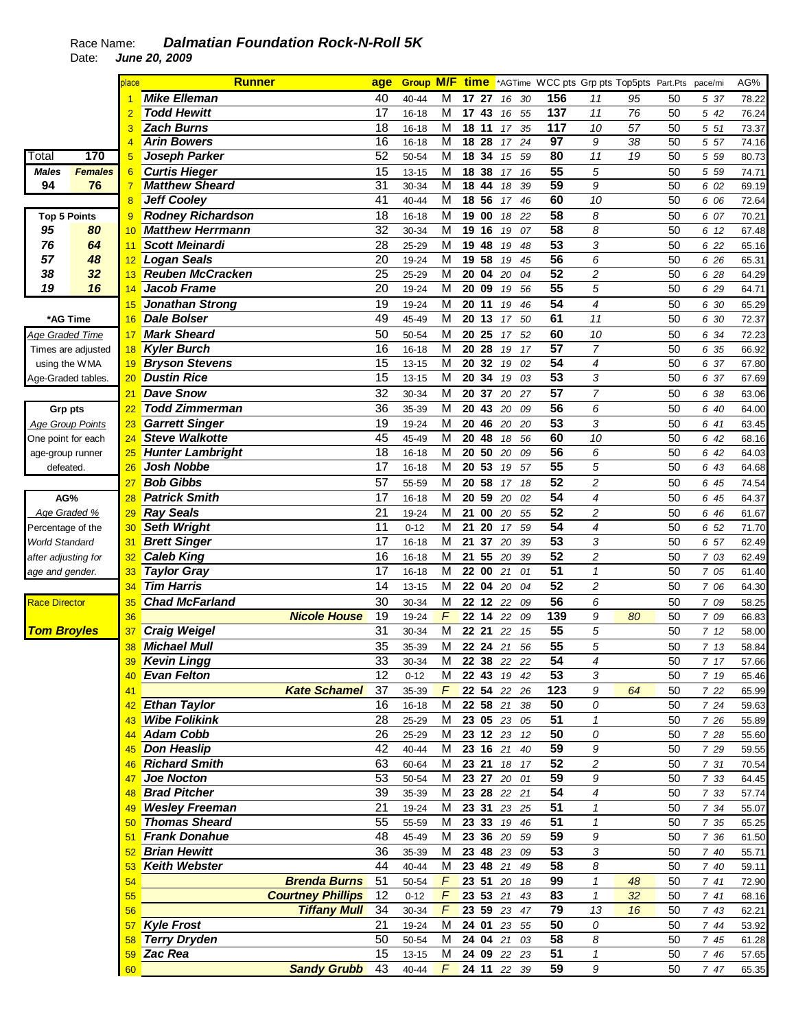Race Name: ***Dalmatian Foundation Rock-N-Roll 5K***

Date: ***June 20, 2009***

| place | Runner | age | Group | M/F | time | *AGTime | WCC pts | Grp pts | Top5pts | Part.Pts | pace/mi | AG% |
|---|---|---|---|---|---|---|---|---|---|---|---|---|
| 1 | Mike Elleman | 40 | 40-44 | M | 17 27 | 16 30 | 156 | 11 | 95 | 50 | 5 37 | 78.22 |
| 2 | Todd Hewitt | 17 | 16-18 | M | 17 43 | 16 55 | 137 | 11 | 76 | 50 | 5 42 | 76.24 |
| 3 | Zach Burns | 18 | 16-18 | M | 18 11 | 17 35 | 117 | 10 | 57 | 50 | 5 51 | 73.37 |
| 4 | Arin Bowers | 16 | 16-18 | M | 18 28 | 17 24 | 97 | 9 | 38 | 50 | 5 57 | 74.16 |
| 5 | Joseph Parker | 52 | 50-54 | M | 18 34 | 15 59 | 80 | 11 | 19 | 50 | 5 59 | 80.73 |
| 6 | Curtis Hieger | 15 | 13-15 | M | 18 38 | 17 16 | 55 | 5 | | 50 | 5 59 | 74.71 |
| 7 | Matthew Sheard | 31 | 30-34 | M | 18 44 | 18 39 | 59 | 9 | | 50 | 6 02 | 69.19 |
| 8 | Jeff Cooley | 41 | 40-44 | M | 18 56 | 17 46 | 60 | 10 | | 50 | 6 06 | 72.64 |
| 9 | Rodney Richardson | 18 | 16-18 | M | 19 00 | 18 22 | 58 | 8 | | 50 | 6 07 | 70.21 |
| 10 | Matthew Herrmann | 32 | 30-34 | M | 19 16 | 19 07 | 58 | 8 | | 50 | 6 12 | 67.48 |
| 11 | Scott Meinardi | 28 | 25-29 | M | 19 48 | 19 48 | 53 | 3 | | 50 | 6 22 | 65.16 |
| 12 | Logan Seals | 20 | 19-24 | M | 19 58 | 19 45 | 56 | 6 | | 50 | 6 26 | 65.31 |
| 13 | Reuben McCracken | 25 | 25-29 | M | 20 04 | 20 04 | 52 | 2 | | 50 | 6 28 | 64.29 |
| 14 | Jacob Frame | 20 | 19-24 | M | 20 09 | 19 56 | 55 | 5 | | 50 | 6 29 | 64.71 |
| 15 | Jonathan Strong | 19 | 19-24 | M | 20 11 | 19 46 | 54 | 4 | | 50 | 6 30 | 65.29 |
| 16 | Dale Bolser | 49 | 45-49 | M | 20 13 | 17 50 | 61 | 11 | | 50 | 6 30 | 72.37 |
| 17 | Mark Sheard | 50 | 50-54 | M | 20 25 | 17 52 | 60 | 10 | | 50 | 6 34 | 72.23 |
| 18 | Kyler Burch | 16 | 16-18 | M | 20 28 | 19 17 | 57 | 7 | | 50 | 6 35 | 66.92 |
| 19 | Bryson Stevens | 15 | 13-15 | M | 20 32 | 19 02 | 54 | 4 | | 50 | 6 37 | 67.80 |
| 20 | Dustin Rice | 15 | 13-15 | M | 20 34 | 19 03 | 53 | 3 | | 50 | 6 37 | 67.69 |
| 21 | Dave Snow | 32 | 30-34 | M | 20 37 | 20 27 | 57 | 7 | | 50 | 6 38 | 63.06 |
| 22 | Todd Zimmerman | 36 | 35-39 | M | 20 43 | 20 09 | 56 | 6 | | 50 | 6 40 | 64.00 |
| 23 | Garrett Singer | 19 | 19-24 | M | 20 46 | 20 20 | 53 | 3 | | 50 | 6 41 | 63.45 |
| 24 | Steve Walkotte | 45 | 45-49 | M | 20 48 | 18 56 | 60 | 10 | | 50 | 6 42 | 68.16 |
| 25 | Hunter Lambright | 18 | 16-18 | M | 20 50 | 20 09 | 56 | 6 | | 50 | 6 42 | 64.03 |
| 26 | Josh Nobbe | 17 | 16-18 | M | 20 53 | 19 57 | 55 | 5 | | 50 | 6 43 | 64.68 |
| 27 | Bob Gibbs | 57 | 55-59 | M | 20 58 | 17 18 | 52 | 2 | | 50 | 6 45 | 74.54 |
| 28 | Patrick Smith | 17 | 16-18 | M | 20 59 | 20 02 | 54 | 4 | | 50 | 6 45 | 64.37 |
| 29 | Ray Seals | 21 | 19-24 | M | 21 00 | 20 55 | 52 | 2 | | 50 | 6 46 | 61.67 |
| 30 | Seth Wright | 11 | 0-12 | M | 21 20 | 17 59 | 54 | 4 | | 50 | 6 52 | 71.70 |
| 31 | Brett Singer | 17 | 16-18 | M | 21 37 | 20 39 | 53 | 3 | | 50 | 6 57 | 62.49 |
| 32 | Caleb King | 16 | 16-18 | M | 21 55 | 20 39 | 52 | 2 | | 50 | 7 03 | 62.49 |
| 33 | Taylor Gray | 17 | 16-18 | M | 22 00 | 21 01 | 51 | 1 | | 50 | 7 05 | 61.40 |
| 34 | Tim Harris | 14 | 13-15 | M | 22 04 | 20 04 | 52 | 2 | | 50 | 7 06 | 64.30 |
| 35 | Chad McFarland | 30 | 30-34 | M | 22 12 | 22 09 | 56 | 6 | | 50 | 7 09 | 58.25 |
| 36 | Nicole House | 19 | 19-24 | F | 22 14 | 22 09 | 139 | 9 | 80 | 50 | 7 09 | 66.83 |
| 37 | Craig Weigel | 31 | 30-34 | M | 22 21 | 22 15 | 55 | 5 | | 50 | 7 12 | 58.00 |
| 38 | Michael Mull | 35 | 35-39 | M | 22 24 | 21 56 | 55 | 5 | | 50 | 7 13 | 58.84 |
| 39 | Kevin Lingg | 33 | 30-34 | M | 22 38 | 22 22 | 54 | 4 | | 50 | 7 17 | 57.66 |
| 40 | Evan Felton | 12 | 0-12 | M | 22 43 | 19 42 | 53 | 3 | | 50 | 7 19 | 65.46 |
| 41 | Kate Schamel | 37 | 35-39 | F | 22 54 | 22 26 | 123 | 9 | 64 | 50 | 7 22 | 65.99 |
| 42 | Ethan Taylor | 16 | 16-18 | M | 22 58 | 21 38 | 50 | 0 | | 50 | 7 24 | 59.63 |
| 43 | Wibe Folikink | 28 | 25-29 | M | 23 05 | 23 05 | 51 | 1 | | 50 | 7 26 | 55.89 |
| 44 | Adam Cobb | 26 | 25-29 | M | 23 12 | 23 12 | 50 | 0 | | 50 | 7 28 | 55.60 |
| 45 | Don Heaslip | 42 | 40-44 | M | 23 16 | 21 40 | 59 | 9 | | 50 | 7 29 | 59.55 |
| 46 | Richard Smith | 63 | 60-64 | M | 23 21 | 18 17 | 52 | 2 | | 50 | 7 31 | 70.54 |
| 47 | Joe Nocton | 53 | 50-54 | M | 23 27 | 20 01 | 59 | 9 | | 50 | 7 33 | 64.45 |
| 48 | Brad Pitcher | 39 | 35-39 | M | 23 28 | 22 21 | 54 | 4 | | 50 | 7 33 | 57.74 |
| 49 | Wesley Freeman | 21 | 19-24 | M | 23 31 | 23 25 | 51 | 1 | | 50 | 7 34 | 55.07 |
| 50 | Thomas Sheard | 55 | 55-59 | M | 23 33 | 19 46 | 51 | 1 | | 50 | 7 35 | 65.25 |
| 51 | Frank Donahue | 48 | 45-49 | M | 23 36 | 20 59 | 59 | 9 | | 50 | 7 36 | 61.50 |
| 52 | Brian Hewitt | 36 | 35-39 | M | 23 48 | 23 09 | 53 | 3 | | 50 | 7 40 | 55.71 |
| 53 | Keith Webster | 44 | 40-44 | M | 23 48 | 21 49 | 58 | 8 | | 50 | 7 40 | 59.11 |
| 54 | Brenda Burns | 51 | 50-54 | F | 23 51 | 20 18 | 99 | 1 | 48 | 50 | 7 41 | 72.90 |
| 55 | Courtney Phillips | 12 | 0-12 | F | 23 53 | 21 43 | 83 | 1 | 32 | 50 | 7 41 | 68.16 |
| 56 | Tiffany Mull | 34 | 30-34 | F | 23 59 | 23 47 | 79 | 13 | 16 | 50 | 7 43 | 62.21 |
| 57 | Kyle Frost | 21 | 19-24 | M | 24 01 | 23 55 | 50 | 0 | | 50 | 7 44 | 53.92 |
| 58 | Terry Dryden | 50 | 50-54 | M | 24 04 | 21 03 | 58 | 8 | | 50 | 7 45 | 61.28 |
| 59 | Zac Rea | 15 | 13-15 | M | 24 09 | 22 23 | 51 | 1 | | 50 | 7 46 | 57.65 |
| 60 | Sandy Grubb | 43 | 40-44 | F | 24 11 | 22 39 | 59 | 9 | | 50 | 7 47 | 65.35 |

| Total | 170 |
|---|---|
| **Males** | **Females** |
| 94 | 76 |

| Top 5 Points | |
|---|---|
| 95 | 80 |
| 76 | 64 |
| 57 | 48 |
| 38 | 32 |
| 19 | 16 |

**\*AG Time**

*Age Graded Time*

Times are adjusted using the WMA Age-Graded tables.

**Grp pts**

*Age Group Points*

One point for each age-group runner defeated.

**AG%**

*Age Graded %*

Percentage of the *World Standard* *after adjusting for age and gender.*

Race Director

***Tom Broyles***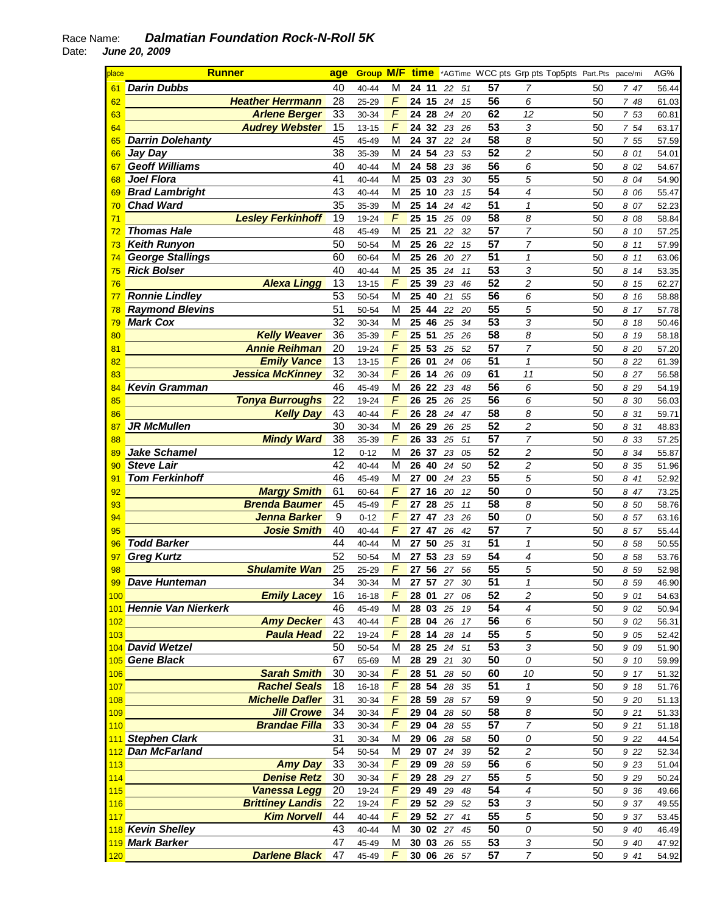Race Name: ***Dalmatian Foundation Rock-N-Roll 5K***

Date: ***June 20, 2009***

| place | Runner | age | Group | M/F | time | *AGTime | WCC pts | Grp pts | Top5pts | Part.Pts | pace/mi | AG% |
|---|---|---|---|---|---|---|---|---|---|---|---|---|
| 61 | Darin Dubbs | 40 | 40-44 | M | 24 11 | 22 51 | 57 | 7 | | 50 | 7 47 | 56.44 |
| 62 | Heather Herrmann | 28 | 25-29 | F | 24 15 | 24 15 | 56 | 6 | | 50 | 7 48 | 61.03 |
| 63 | Arlene Berger | 33 | 30-34 | F | 24 28 | 24 20 | 62 | 12 | | 50 | 7 53 | 60.81 |
| 64 | Audrey Webster | 15 | 13-15 | F | 24 32 | 23 26 | 53 | 3 | | 50 | 7 54 | 63.17 |
| 65 | Darrin Dolehanty | 45 | 45-49 | M | 24 37 | 22 24 | 58 | 8 | | 50 | 7 55 | 57.59 |
| 66 | Jay Day | 38 | 35-39 | M | 24 54 | 23 53 | 52 | 2 | | 50 | 8 01 | 54.01 |
| 67 | Geoff Williams | 40 | 40-44 | M | 24 58 | 23 36 | 56 | 6 | | 50 | 8 02 | 54.67 |
| 68 | Joel Flora | 41 | 40-44 | M | 25 03 | 23 30 | 55 | 5 | | 50 | 8 04 | 54.90 |
| 69 | Brad Lambright | 43 | 40-44 | M | 25 10 | 23 15 | 54 | 4 | | 50 | 8 06 | 55.47 |
| 70 | Chad Ward | 35 | 35-39 | M | 25 14 | 24 42 | 51 | 1 | | 50 | 8 07 | 52.23 |
| 71 | Lesley Ferkinhoff | 19 | 19-24 | F | 25 15 | 25 09 | 58 | 8 | | 50 | 8 08 | 58.84 |
| 72 | Thomas Hale | 48 | 45-49 | M | 25 21 | 22 32 | 57 | 7 | | 50 | 8 10 | 57.25 |
| 73 | Keith Runyon | 50 | 50-54 | M | 25 26 | 22 15 | 57 | 7 | | 50 | 8 11 | 57.99 |
| 74 | George Stallings | 60 | 60-64 | M | 25 26 | 20 27 | 51 | 1 | | 50 | 8 11 | 63.06 |
| 75 | Rick Bolser | 40 | 40-44 | M | 25 35 | 24 11 | 53 | 3 | | 50 | 8 14 | 53.35 |
| 76 | Alexa Lingg | 13 | 13-15 | F | 25 39 | 23 46 | 52 | 2 | | 50 | 8 15 | 62.27 |
| 77 | Ronnie Lindley | 53 | 50-54 | M | 25 40 | 21 55 | 56 | 6 | | 50 | 8 16 | 58.88 |
| 78 | Raymond Blevins | 51 | 50-54 | M | 25 44 | 22 20 | 55 | 5 | | 50 | 8 17 | 57.78 |
| 79 | Mark Cox | 32 | 30-34 | M | 25 46 | 25 34 | 53 | 3 | | 50 | 8 18 | 50.46 |
| 80 | Kelly Weaver | 36 | 35-39 | F | 25 51 | 25 26 | 58 | 8 | | 50 | 8 19 | 58.18 |
| 81 | Annie Reihman | 20 | 19-24 | F | 25 53 | 25 52 | 57 | 7 | | 50 | 8 20 | 57.20 |
| 82 | Emily Vance | 13 | 13-15 | F | 26 01 | 24 06 | 51 | 1 | | 50 | 8 22 | 61.39 |
| 83 | Jessica McKinney | 32 | 30-34 | F | 26 14 | 26 09 | 61 | 11 | | 50 | 8 27 | 56.58 |
| 84 | Kevin Gramman | 46 | 45-49 | M | 26 22 | 23 48 | 56 | 6 | | 50 | 8 29 | 54.19 |
| 85 | Tonya Burroughs | 22 | 19-24 | F | 26 25 | 26 25 | 56 | 6 | | 50 | 8 30 | 56.03 |
| 86 | Kelly Day | 43 | 40-44 | F | 26 28 | 24 47 | 58 | 8 | | 50 | 8 31 | 59.71 |
| 87 | JR McMullen | 30 | 30-34 | M | 26 29 | 26 25 | 52 | 2 | | 50 | 8 31 | 48.83 |
| 88 | Mindy Ward | 38 | 35-39 | F | 26 33 | 25 51 | 57 | 7 | | 50 | 8 33 | 57.25 |
| 89 | Jake Schamel | 12 | 0-12 | M | 26 37 | 23 05 | 52 | 2 | | 50 | 8 34 | 55.87 |
| 90 | Steve Lair | 42 | 40-44 | M | 26 40 | 24 50 | 52 | 2 | | 50 | 8 35 | 51.96 |
| 91 | Tom Ferkinhoff | 46 | 45-49 | M | 27 00 | 24 23 | 55 | 5 | | 50 | 8 41 | 52.92 |
| 92 | Margy Smith | 61 | 60-64 | F | 27 16 | 20 12 | 50 | 0 | | 50 | 8 47 | 73.25 |
| 93 | Brenda Baumer | 45 | 45-49 | F | 27 28 | 25 11 | 58 | 8 | | 50 | 8 50 | 58.76 |
| 94 | Jenna Barker | 9 | 0-12 | F | 27 47 | 23 26 | 50 | 0 | | 50 | 8 57 | 63.16 |
| 95 | Josie Smith | 40 | 40-44 | F | 27 47 | 26 42 | 57 | 7 | | 50 | 8 57 | 55.44 |
| 96 | Todd Barker | 44 | 40-44 | M | 27 50 | 25 31 | 51 | 1 | | 50 | 8 58 | 50.55 |
| 97 | Greg Kurtz | 52 | 50-54 | M | 27 53 | 23 59 | 54 | 4 | | 50 | 8 58 | 53.76 |
| 98 | Shulamite Wan | 25 | 25-29 | F | 27 56 | 27 56 | 55 | 5 | | 50 | 8 59 | 52.98 |
| 99 | Dave Hunteman | 34 | 30-34 | M | 27 57 | 27 30 | 51 | 1 | | 50 | 8 59 | 46.90 |
| 100 | Emily Lacey | 16 | 16-18 | F | 28 01 | 27 06 | 52 | 2 | | 50 | 9 01 | 54.63 |
| 101 | Hennie Van Nierkerk | 46 | 45-49 | M | 28 03 | 25 19 | 54 | 4 | | 50 | 9 02 | 50.94 |
| 102 | Amy Decker | 43 | 40-44 | F | 28 04 | 26 17 | 56 | 6 | | 50 | 9 02 | 56.31 |
| 103 | Paula Head | 22 | 19-24 | F | 28 14 | 28 14 | 55 | 5 | | 50 | 9 05 | 52.42 |
| 104 | David Wetzel | 50 | 50-54 | M | 28 25 | 24 51 | 53 | 3 | | 50 | 9 09 | 51.90 |
| 105 | Gene Black | 67 | 65-69 | M | 28 29 | 21 30 | 50 | 0 | | 50 | 9 10 | 59.99 |
| 106 | Sarah Smith | 30 | 30-34 | F | 28 51 | 28 50 | 60 | 10 | | 50 | 9 17 | 51.32 |
| 107 | Rachel Seals | 18 | 16-18 | F | 28 54 | 28 35 | 51 | 1 | | 50 | 9 18 | 51.76 |
| 108 | Michelle Dafler | 31 | 30-34 | F | 28 59 | 28 57 | 59 | 9 | | 50 | 9 20 | 51.13 |
| 109 | Jill Crowe | 34 | 30-34 | F | 29 04 | 28 50 | 58 | 8 | | 50 | 9 21 | 51.33 |
| 110 | Brandae Filla | 33 | 30-34 | F | 29 04 | 28 55 | 57 | 7 | | 50 | 9 21 | 51.18 |
| 111 | Stephen Clark | 31 | 30-34 | M | 29 06 | 28 58 | 50 | 0 | | 50 | 9 22 | 44.54 |
| 112 | Dan McFarland | 54 | 50-54 | M | 29 07 | 24 39 | 52 | 2 | | 50 | 9 22 | 52.34 |
| 113 | Amy Day | 33 | 30-34 | F | 29 09 | 28 59 | 56 | 6 | | 50 | 9 23 | 51.04 |
| 114 | Denise Retz | 30 | 30-34 | F | 29 28 | 29 27 | 55 | 5 | | 50 | 9 29 | 50.24 |
| 115 | Vanessa Legg | 20 | 19-24 | F | 29 49 | 29 48 | 54 | 4 | | 50 | 9 36 | 49.66 |
| 116 | Brittiney Landis | 22 | 19-24 | F | 29 52 | 29 52 | 53 | 3 | | 50 | 9 37 | 49.55 |
| 117 | Kim Norvell | 44 | 40-44 | F | 29 52 | 27 41 | 55 | 5 | | 50 | 9 37 | 53.45 |
| 118 | Kevin Shelley | 43 | 40-44 | M | 30 02 | 27 45 | 50 | 0 | | 50 | 9 40 | 46.49 |
| 119 | Mark Barker | 47 | 45-49 | M | 30 03 | 26 55 | 53 | 3 | | 50 | 9 40 | 47.92 |
| 120 | Darlene Black | 47 | 45-49 | F | 30 06 | 26 57 | 57 | 7 | | 50 | 9 41 | 54.92 |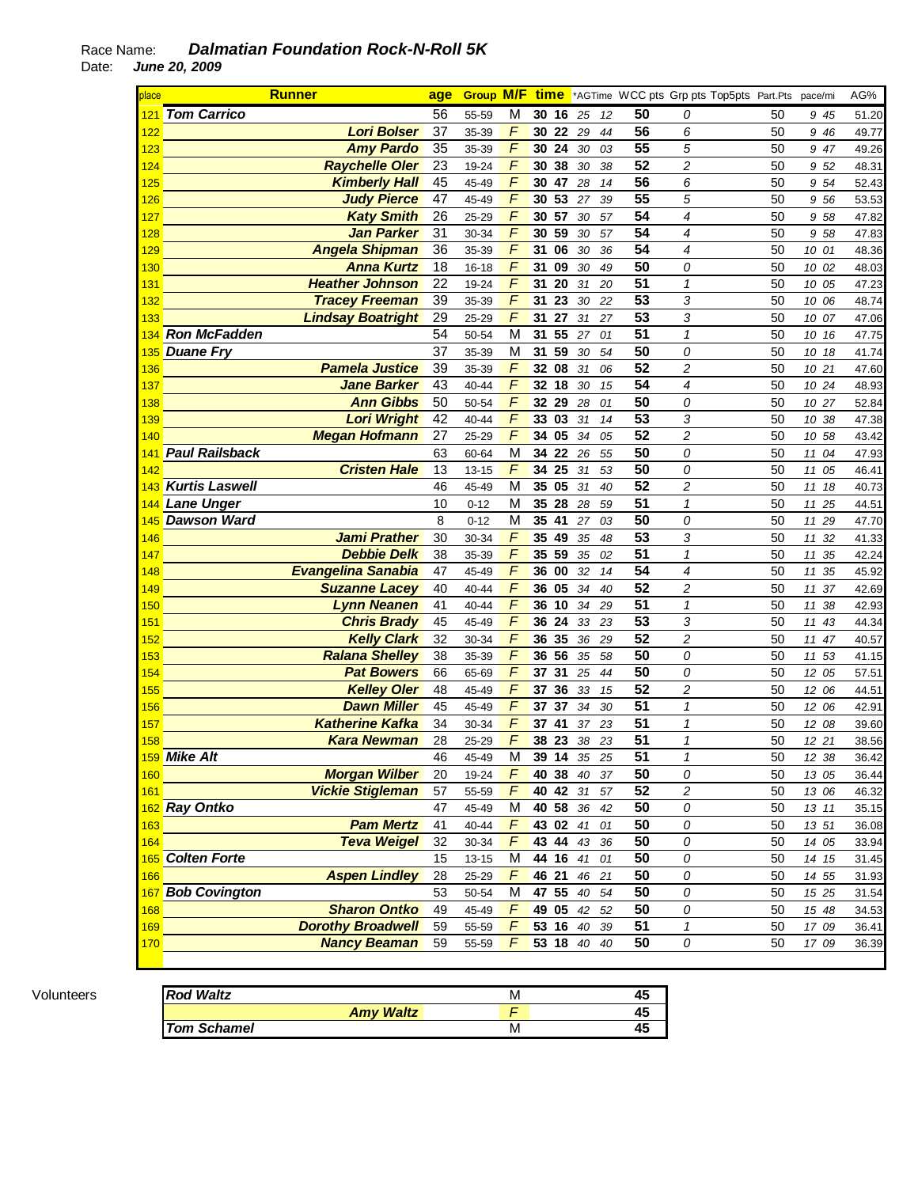Race Name: ***Dalmatian Foundation Rock-N-Roll 5K***
Date: ***June 20, 2009***

| place | Runner | age | Group | M/F | time | *AGTime | WCC pts | Grp pts | Top5pts | Part.Pts | pace/mi | AG% |
|---|---|---|---|---|---|---|---|---|---|---|---|---|
| 121 | **Tom Carrico** | 56 | 55-59 | M | 30 16 | 25 12 | 50 | 0 | | 50 | 9 45 | 51.20 |
| 122 | **Lori Bolser** | 37 | 35-39 | F | 30 22 | 29 44 | 56 | 6 | | 50 | 9 46 | 49.77 |
| 123 | **Amy Pardo** | 35 | 35-39 | F | 30 24 | 30 03 | 55 | 5 | | 50 | 9 47 | 49.26 |
| 124 | **Raychelle Oler** | 23 | 19-24 | F | 30 38 | 30 38 | 52 | 2 | | 50 | 9 52 | 48.31 |
| 125 | **Kimberly Hall** | 45 | 45-49 | F | 30 47 | 28 14 | 56 | 6 | | 50 | 9 54 | 52.43 |
| 126 | **Judy Pierce** | 47 | 45-49 | F | 30 53 | 27 39 | 55 | 5 | | 50 | 9 56 | 53.53 |
| 127 | **Katy Smith** | 26 | 25-29 | F | 30 57 | 30 57 | 54 | 4 | | 50 | 9 58 | 47.82 |
| 128 | **Jan Parker** | 31 | 30-34 | F | 30 59 | 30 57 | 54 | 4 | | 50 | 9 58 | 47.83 |
| 129 | **Angela Shipman** | 36 | 35-39 | F | 31 06 | 30 36 | 54 | 4 | | 50 | 10 01 | 48.36 |
| 130 | **Anna Kurtz** | 18 | 16-18 | F | 31 09 | 30 49 | 50 | 0 | | 50 | 10 02 | 48.03 |
| 131 | **Heather Johnson** | 22 | 19-24 | F | 31 20 | 31 20 | 51 | 1 | | 50 | 10 05 | 47.23 |
| 132 | **Tracey Freeman** | 39 | 35-39 | F | 31 23 | 30 22 | 53 | 3 | | 50 | 10 06 | 48.74 |
| 133 | **Lindsay Boatright** | 29 | 25-29 | F | 31 27 | 31 27 | 53 | 3 | | 50 | 10 07 | 47.06 |
| 134 | **Ron McFadden** | 54 | 50-54 | M | 31 55 | 27 01 | 51 | 1 | | 50 | 10 16 | 47.75 |
| 135 | **Duane Fry** | 37 | 35-39 | M | 31 59 | 30 54 | 50 | 0 | | 50 | 10 18 | 41.74 |
| 136 | **Pamela Justice** | 39 | 35-39 | F | 32 08 | 31 06 | 52 | 2 | | 50 | 10 21 | 47.60 |
| 137 | **Jane Barker** | 43 | 40-44 | F | 32 18 | 30 15 | 54 | 4 | | 50 | 10 24 | 48.93 |
| 138 | **Ann Gibbs** | 50 | 50-54 | F | 32 29 | 28 01 | 50 | 0 | | 50 | 10 27 | 52.84 |
| 139 | **Lori Wright** | 42 | 40-44 | F | 33 03 | 31 14 | 53 | 3 | | 50 | 10 38 | 47.38 |
| 140 | **Megan Hofmann** | 27 | 25-29 | F | 34 05 | 34 05 | 52 | 2 | | 50 | 10 58 | 43.42 |
| 141 | **Paul Railsback** | 63 | 60-64 | M | 34 22 | 26 55 | 50 | 0 | | 50 | 11 04 | 47.93 |
| 142 | **Cristen Hale** | 13 | 13-15 | F | 34 25 | 31 53 | 50 | 0 | | 50 | 11 05 | 46.41 |
| 143 | **Kurtis Laswell** | 46 | 45-49 | M | 35 05 | 31 40 | 52 | 2 | | 50 | 11 18 | 40.73 |
| 144 | **Lane Unger** | 10 | 0-12 | M | 35 28 | 28 59 | 51 | 1 | | 50 | 11 25 | 44.51 |
| 145 | **Dawson Ward** | 8 | 0-12 | M | 35 41 | 27 03 | 50 | 0 | | 50 | 11 29 | 47.70 |
| 146 | **Jami Prather** | 30 | 30-34 | F | 35 49 | 35 48 | 53 | 3 | | 50 | 11 32 | 41.33 |
| 147 | **Debbie Delk** | 38 | 35-39 | F | 35 59 | 35 02 | 51 | 1 | | 50 | 11 35 | 42.24 |
| 148 | **Evangelina Sanabia** | 47 | 45-49 | F | 36 00 | 32 14 | 54 | 4 | | 50 | 11 35 | 45.92 |
| 149 | **Suzanne Lacey** | 40 | 40-44 | F | 36 05 | 34 40 | 52 | 2 | | 50 | 11 37 | 42.69 |
| 150 | **Lynn Neanen** | 41 | 40-44 | F | 36 10 | 34 29 | 51 | 1 | | 50 | 11 38 | 42.93 |
| 151 | **Chris Brady** | 45 | 45-49 | F | 36 24 | 33 23 | 53 | 3 | | 50 | 11 43 | 44.34 |
| 152 | **Kelly Clark** | 32 | 30-34 | F | 36 35 | 36 29 | 52 | 2 | | 50 | 11 47 | 40.57 |
| 153 | **Ralana Shelley** | 38 | 35-39 | F | 36 56 | 35 58 | 50 | 0 | | 50 | 11 53 | 41.15 |
| 154 | **Pat Bowers** | 66 | 65-69 | F | 37 31 | 25 44 | 50 | 0 | | 50 | 12 05 | 57.51 |
| 155 | **Kelley Oler** | 48 | 45-49 | F | 37 36 | 33 15 | 52 | 2 | | 50 | 12 06 | 44.51 |
| 156 | **Dawn Miller** | 45 | 45-49 | F | 37 37 | 34 30 | 51 | 1 | | 50 | 12 06 | 42.91 |
| 157 | **Katherine Kafka** | 34 | 30-34 | F | 37 41 | 37 23 | 51 | 1 | | 50 | 12 08 | 39.60 |
| 158 | **Kara Newman** | 28 | 25-29 | F | 38 23 | 38 23 | 51 | 1 | | 50 | 12 21 | 38.56 |
| 159 | **Mike Alt** | 46 | 45-49 | M | 39 14 | 35 25 | 51 | 1 | | 50 | 12 38 | 36.42 |
| 160 | **Morgan Wilber** | 20 | 19-24 | F | 40 38 | 40 37 | 50 | 0 | | 50 | 13 05 | 36.44 |
| 161 | **Vickie Stigleman** | 57 | 55-59 | F | 40 42 | 31 57 | 52 | 2 | | 50 | 13 06 | 46.32 |
| 162 | **Ray Ontko** | 47 | 45-49 | M | 40 58 | 36 42 | 50 | 0 | | 50 | 13 11 | 35.15 |
| 163 | **Pam Mertz** | 41 | 40-44 | F | 43 02 | 41 01 | 50 | 0 | | 50 | 13 51 | 36.08 |
| 164 | **Teva Weigel** | 32 | 30-34 | F | 43 44 | 43 36 | 50 | 0 | | 50 | 14 05 | 33.94 |
| 165 | **Colten Forte** | 15 | 13-15 | M | 44 16 | 41 01 | 50 | 0 | | 50 | 14 15 | 31.45 |
| 166 | **Aspen Lindley** | 28 | 25-29 | F | 46 21 | 46 21 | 50 | 0 | | 50 | 14 55 | 31.93 |
| 167 | **Bob Covington** | 53 | 50-54 | M | 47 55 | 40 54 | 50 | 0 | | 50 | 15 25 | 31.54 |
| 168 | **Sharon Ontko** | 49 | 45-49 | F | 49 05 | 42 52 | 50 | 0 | | 50 | 15 48 | 34.53 |
| 169 | **Dorothy Broadwell** | 59 | 55-59 | F | 53 16 | 40 39 | 51 | 1 | | 50 | 17 09 | 36.41 |
| 170 | **Nancy Beaman** | 59 | 55-59 | F | 53 18 | 40 40 | 50 | 0 | | 50 | 17 09 | 36.39 |

Volunteers

| | | |
|---|---|---|
| **Rod Waltz** | M | 45 |
| **Amy Waltz** | F | 45 |
| **Tom Schamel** | M | 45 |